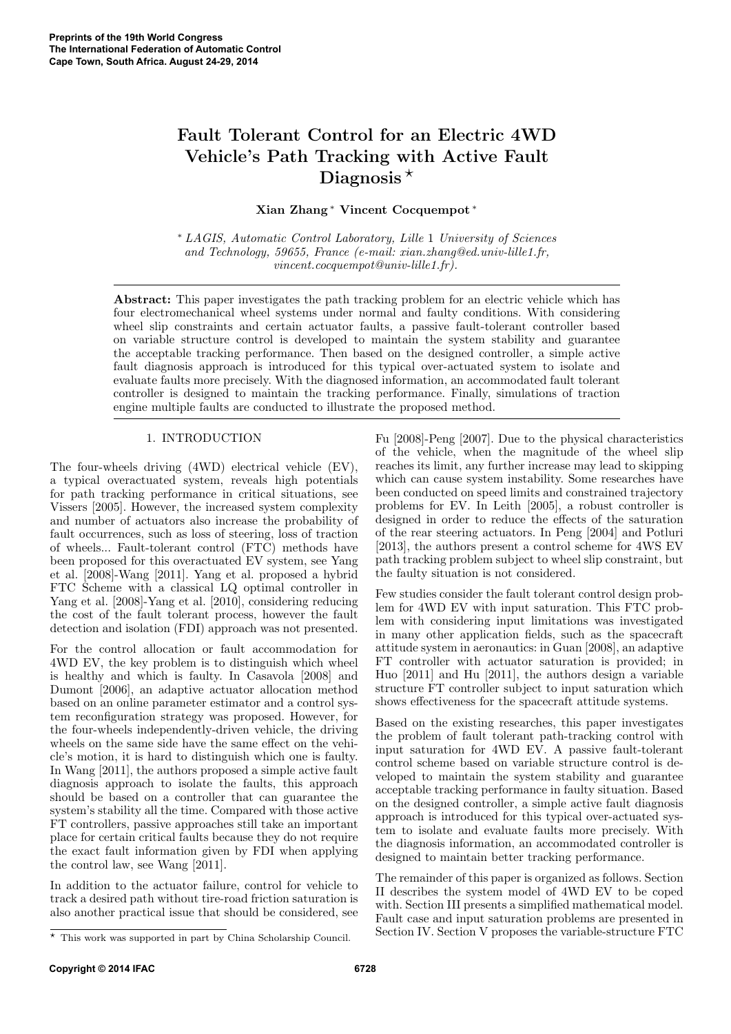# Fault Tolerant Control for an Electric 4WD Vehicle's Path Tracking with Active Fault Diagnosis *

**Xian Zhang * Vincent Cocquempot ***

* *LAGIS, Automatic Control Laboratory, Lille* 1 *University of Sciences and Technology, 59655, France (e-mail: xian.zhang@ed.univ-lille1.fr, vincent.cocquempot@univ-lille1.fr).*

**Abstract:** This paper investigates the path tracking problem for an electric vehicle which has four electromechanical wheel systems under normal and faulty conditions. With considering wheel slip constraints and certain actuator faults, a passive fault-tolerant controller based on variable structure control is developed to maintain the system stability and guarantee the acceptable tracking performance. Then based on the designed controller, a simple active fault diagnosis approach is introduced for this typical over-actuated system to isolate and evaluate faults more precisely. With the diagnosed information, an accommodated fault tolerant controller is designed to maintain the tracking performance. Finally, simulations of traction engine multiple faults are conducted to illustrate the proposed method.

## 1. INTRODUCTION

The four-wheels driving (4WD) electrical vehicle (EV), a typical overactuated system, reveals high potentials for path tracking performance in critical situations, see Vissers [2005]. However, the increased system complexity and number of actuators also increase the probability of fault occurrences, such as loss of steering, loss of traction of wheels... Fault-tolerant control (FTC) methods have been proposed for this overactuated EV system, see Yang et al. [2008]-Wang [2011]. Yang et al. proposed a hybrid FTC Scheme with a classical LQ optimal controller in Yang et al. [2008]-Yang et al. [2010], considering reducing the cost of the fault tolerant process, however the fault detection and isolation (FDI) approach was not presented.

For the control allocation or fault accommodation for 4WD EV, the key problem is to distinguish which wheel is healthy and which is faulty. In Casavola [2008] and Dumont [2006], an adaptive actuator allocation method based on an online parameter estimator and a control system reconfiguration strategy was proposed. However, for the four-wheels independently-driven vehicle, the driving wheels on the same side have the same effect on the vehicle's motion, it is hard to distinguish which one is faulty. In Wang [2011], the authors proposed a simple active fault diagnosis approach to isolate the faults, this approach should be based on a controller that can guarantee the system's stability all the time. Compared with those active FT controllers, passive approaches still take an important place for certain critical faults because they do not require the exact fault information given by FDI when applying the control law, see Wang [2011].

In addition to the actuator failure, control for vehicle to track a desired path without tire-road friction saturation is also another practical issue that should be considered, see Fu [2008]-Peng [2007]. Due to the physical characteristics of the vehicle, when the magnitude of the wheel slip reaches its limit, any further increase may lead to skipping which can cause system instability. Some researches have been conducted on speed limits and constrained trajectory problems for EV. In Leith [2005], a robust controller is designed in order to reduce the effects of the saturation of the rear steering actuators. In Peng [2004] and Potluri [2013], the authors present a control scheme for 4WS EV path tracking problem subject to wheel slip constraint, but the faulty situation is not considered.

Few studies consider the fault tolerant control design problem for 4WD EV with input saturation. This FTC problem with considering input limitations was investigated in many other application fields, such as the spacecraft attitude system in aeronautics: in Guan [2008], an adaptive FT controller with actuator saturation is provided; in Huo [2011] and Hu [2011], the authors design a variable structure FT controller subject to input saturation which shows effectiveness for the spacecraft attitude systems.

Based on the existing researches, this paper investigates the problem of fault tolerant path-tracking control with input saturation for 4WD EV. A passive fault-tolerant control scheme based on variable structure control is developed to maintain the system stability and guarantee acceptable tracking performance in faulty situation. Based on the designed controller, a simple active fault diagnosis approach is introduced for this typical over-actuated system to isolate and evaluate faults more precisely. With the diagnosis information, an accommodated controller is designed to maintain better tracking performance.

The remainder of this paper is organized as follows. Section II describes the system model of 4WD EV to be coped with. Section III presents a simplified mathematical model. Fault case and input saturation problems are presented in Section IV. Section V proposes the variable-structure FTC

* This work was supported in part by China Scholarship Council.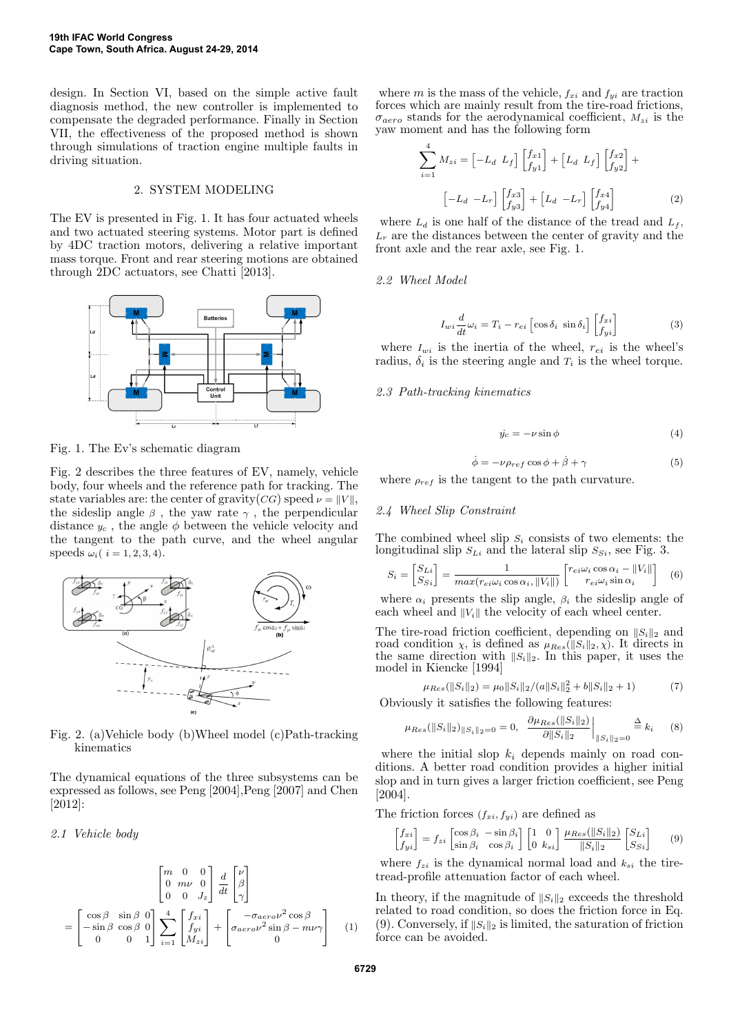design. In Section VI, based on the simple active fault diagnosis method, the new controller is implemented to compensate the degraded performance. Finally in Section VII, the effectiveness of the proposed method is shown through simulations of traction engine multiple faults in driving situation.

## 2. SYSTEM MODELING

The EV is presented in Fig. 1. It has four actuated wheels and two actuated steering systems. Motor part is defined by 4DC traction motors, delivering a relative important mass torque. Front and rear steering motions are obtained through 2DC actuators, see Chatti [2013].

Fig. 1. The Ev's schematic diagram

Fig. 2 describes the three features of EV, namely, vehicle body, four wheels and the reference path for tracking. The state variables are: the center of gravity($CG$) speed $\nu = \|V\|$, the sideslip angle $\beta$ , the yaw rate $\gamma$ , the perpendicular distance $y_c$ , the angle $\phi$ between the vehicle velocity and the tangent to the path curve, and the wheel angular speeds $\omega_i$( $i = 1, 2, 3, 4$).

Fig. 2. (a)Vehicle body (b)Wheel model (c)Path-tracking kinematics

The dynamical equations of the three subsystems can be expressed as follows, see Peng [2004],Peng [2007] and Chen [2012]:

### 2.1 Vehicle body

$$\begin{bmatrix} m & 0 & 0 \\ 0 & m\nu & 0 \\ 0 & 0 & J_z \end{bmatrix} \frac{d}{dt} \begin{bmatrix} \nu \\ \beta \\ \gamma \end{bmatrix} = \begin{bmatrix} \cos\beta & \sin\beta & 0 \\ -\sin\beta & \cos\beta & 0 \\ 0 & 0 & 1 \end{bmatrix} \sum_{i=1}^{4} \begin{bmatrix} f_{xi} \\ f_{yi} \\ M_{zi} \end{bmatrix} + \begin{bmatrix} -\sigma_{aero}\nu^2 \cos\beta \\ \sigma_{aero}\nu^2 \sin\beta - m\nu\gamma \\ 0 \end{bmatrix} \quad (1)$$

where $m$ is the mass of the vehicle, $f_{xi}$ and $f_{yi}$ are traction forces which are mainly result from the tire-road frictions, $\sigma_{aero}$ stands for the aerodynamical coefficient, $M_{zi}$ is the yaw moment and has the following form

$$\sum_{i=1}^{4} M_{zi} = \begin{bmatrix} -L_d & L_f \end{bmatrix} \begin{bmatrix} f_{x1} \\ f_{y1} \end{bmatrix} + \begin{bmatrix} L_d & L_f \end{bmatrix} \begin{bmatrix} f_{x2} \\ f_{y2} \end{bmatrix} + \begin{bmatrix} -L_d & -L_r \end{bmatrix} \begin{bmatrix} f_{x3} \\ f_{y3} \end{bmatrix} + \begin{bmatrix} L_d & -L_r \end{bmatrix} \begin{bmatrix} f_{x4} \\ f_{y4} \end{bmatrix} \quad (2)$$

where $L_d$ is one half of the distance of the tread and $L_f$, $L_r$ are the distances between the center of gravity and the front axle and the rear axle, see Fig. 1.

### 2.2 Wheel Model

$$I_{wi} \frac{d}{dt} \omega_i = T_i - r_{ei} \begin{bmatrix} \cos\delta_i & \sin\delta_i \end{bmatrix} \begin{bmatrix} f_{xi} \\ f_{yi} \end{bmatrix} \quad (3)$$

where $I_{wi}$ is the inertia of the wheel, $r_{ei}$ is the wheel's radius, $\delta_i$ is the steering angle and $T_i$ is the wheel torque.

### 2.3 Path-tracking kinematics

$$\dot{y_c} = -\nu \sin\phi \quad (4)$$

$$\dot{\phi} = -\nu \rho_{ref} \cos\phi + \dot{\beta} + \gamma \quad (5)$$

where $\rho_{ref}$ is the tangent to the path curvature.

### 2.4 Wheel Slip Constraint

The combined wheel slip $S_i$ consists of two elements: the longitudinal slip $S_{Li}$ and the lateral slip $S_{Si}$, see Fig. 3.

$$S_i = \begin{bmatrix} S_{Li} \\ S_{Si} \end{bmatrix} = \frac{1}{max(r_{ei}\omega_i \cos\alpha_i, \|V_i\|)} \begin{bmatrix} r_{ei}\omega_i \cos\alpha_i - \|V_i\| \\ r_{ei}\omega_i \sin\alpha_i \end{bmatrix} \quad (6)$$

where $\alpha_i$ presents the slip angle, $\beta_i$ the sideslip angle of each wheel and $\|V_i\|$ the velocity of each wheel center.

The tire-road friction coefficient, depending on $\|S_i\|_2$ and road condition $\chi$, is defined as $\mu_{Res}(\|S_i\|_2, \chi)$. It directs in the same direction with $\|S_i\|_2$. In this paper, it uses the model in Kiencke [1994]

$$\mu_{Res}(\|S_i\|_2) = \mu_0 \|S_i\|_2 / (a\|S_i\|_2^2 + b\|S_i\|_2 + 1) \quad (7)$$

Obviously it satisfies the following features:

$$\mu_{Res}(\|S_i\|_2)_{\|S_i\|_2=0} = 0, \quad \left. \frac{\partial \mu_{Res}(\|S_i\|_2)}{\partial \|S_i\|_2} \right|_{\|S_i\|_2=0} \triangleq k_i \quad (8)$$

where the initial slop $k_i$ depends mainly on road conditions. A better road condition provides a higher initial slop and in turn gives a larger friction coefficient, see Peng [2004].

The friction forces $(f_{xi}, f_{yi})$ are defined as

$$\begin{bmatrix} f_{xi} \\ f_{yi} \end{bmatrix} = f_{zi} \begin{bmatrix} \cos\beta_i & -\sin\beta_i \\ \sin\beta_i & \cos\beta_i \end{bmatrix} \begin{bmatrix} 1 & 0 \\ 0 & k_{si} \end{bmatrix} \frac{\mu_{Res}(\|S_i\|_2)}{\|S_i\|_2} \begin{bmatrix} S_{Li} \\ S_{Si} \end{bmatrix} \quad (9)$$

where $f_{zi}$ is the dynamical normal load and $k_{si}$ the tire-tread-profile attenuation factor of each wheel.

In theory, if the magnitude of $\|S_i\|_2$ exceeds the threshold related to road condition, so does the friction force in Eq. (9). Conversely, if $\|S_i\|_2$ is limited, the saturation of friction force can be avoided.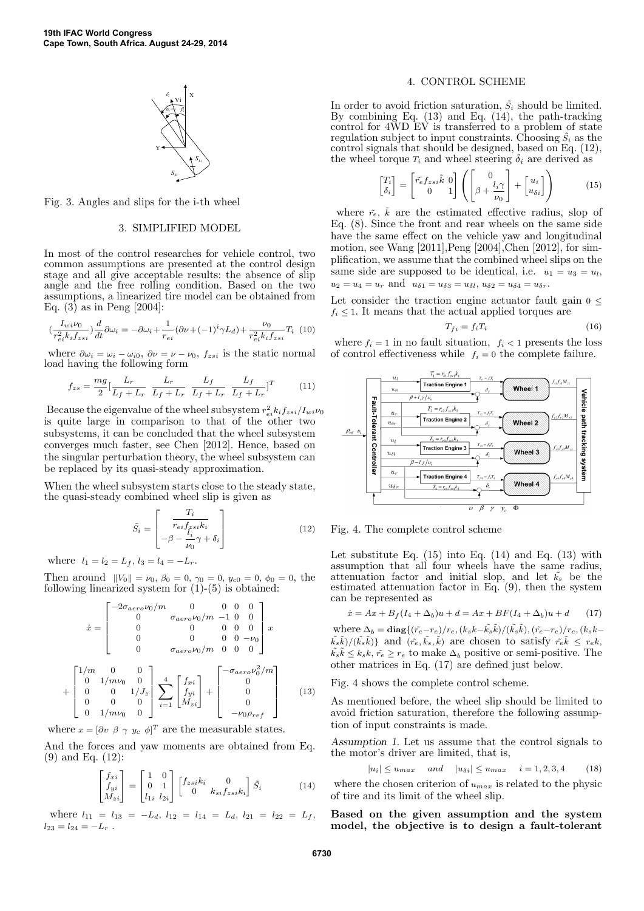Fig. 3. Angles and slips for the i-th wheel

## 3. SIMPLIFIED MODEL

In most of the control researches for vehicle control, two common assumptions are presented at the control design stage and all give acceptable results: the absence of slip angle and the free rolling condition. Based on the two assumptions, a linearized tire model can be obtained from Eq. (3) as in Peng [2004]:

$$(\frac{I_{wi}\nu_0}{r_{ei}^2 k_i f_{zsi}})\frac{d}{dt}\partial\omega_i = -\partial\omega_i + \frac{1}{r_{ei}}(\partial\nu + (-1)^i\gamma L_d) + \frac{\nu_0}{r_{ei}^2 k_i f_{zsi}}T_i \quad (10)$$

where $\partial\omega_i = \omega_i - \omega_{i0}$, $\partial\nu = \nu - \nu_0$, $f_{zsi}$ is the static normal load having the following form

$$f_{zs} = \frac{mg}{2}[\frac{L_r}{L_f+L_r} \ \ \frac{L_r}{L_f+L_r} \ \ \frac{L_f}{L_f+L_r} \ \ \frac{L_f}{L_f+L_r}]^T \quad (11)$$

Because the eigenvalue of the wheel subsystem $r_{ei}^2 k_i f_{zsi}/I_{wi}\nu_0$ is quite large in comparison to that of the other two subsystems, it can be concluded that the wheel subsystem converges much faster, see Chen [2012]. Hence, based on the singular perturbation theory, the wheel subsystem can be replaced by its quasi-steady approximation.

When the wheel subsystem starts close to the steady state, the quasi-steady combined wheel slip is given as

$$\tilde{S_i} = \begin{bmatrix} \dfrac{T_i}{r_{ei}f_{zsi}k_i} \\ -\beta - \dfrac{l_i}{\nu_0}\gamma + \delta_i \end{bmatrix} \quad (12)$$

where $l_1 = l_2 = L_f$, $l_3 = l_4 = -L_r$.

Then around $\|V_0\| = \nu_0$, $\beta_0 = 0$, $\gamma_0 = 0$, $y_{c0} = 0$, $\phi_0 = 0$, the following linearized system for (1)-(5) is obtained:

$$\dot{x} = \begin{bmatrix} -2\sigma_{aero}\nu_0/m & 0 & 0 & 0 & 0 \\ 0 & \sigma_{aero}\nu_0/m & -1 & 0 & 0 \\ 0 & 0 & 0 & 0 & 0 \\ 0 & 0 & 0 & 0 & -\nu_0 \\ 0 & \sigma_{aero}\nu_0/m & 0 & 0 & 0 \end{bmatrix} x$$

$$+ \begin{bmatrix} 1/m & 0 & 0 \\ 0 & 1/m\nu_0 & 0 \\ 0 & 0 & 1/J_z \\ 0 & 0 & 0 \\ 0 & 1/m\nu_0 & 0 \end{bmatrix} \sum_{i=1}^{4} \begin{bmatrix} f_{xi} \\ f_{yi} \\ M_{zi} \end{bmatrix} + \begin{bmatrix} -\sigma_{aero}\nu_0^2/m \\ 0 \\ 0 \\ 0 \\ -\nu_0\rho_{ref} \end{bmatrix} \quad (13)$$

where $x = [\partial\upsilon \ \beta \ \gamma \ y_c \ \phi]^T$ are the measurable states.

And the forces and yaw moments are obtained from Eq. (9) and Eq. (12):

$$\begin{bmatrix} f_{xi} \\ f_{yi} \\ M_{zi} \end{bmatrix} = \begin{bmatrix} 1 & 0 \\ 0 & 1 \\ l_{1i} & l_{2i} \end{bmatrix} \begin{bmatrix} f_{zsi}k_i & 0 \\ 0 & k_{si}f_{zsi}k_i \end{bmatrix} \tilde{S_i} \quad (14)$$

where $l_{11} = l_{13} = -L_d$, $l_{12} = l_{14} = L_d$, $l_{21} = l_{22} = L_f$, $l_{23} = l_{24} = -L_r$ .

## 4. CONTROL SCHEME

In order to avoid friction saturation, $\tilde{S_i}$ should be limited. By combining Eq. (13) and Eq. (14), the path-tracking control for 4WD EV is transferred to a problem of state regulation subject to input constraints. Choosing $\tilde{S_i}$ as the control signals that should be designed, based on Eq. (12), the wheel torque $T_i$ and wheel steering $\delta_i$ are derived as

$$\begin{bmatrix} T_i \\ \delta_i \end{bmatrix} = \begin{bmatrix} \tilde{r_e}f_{zsi}\tilde{k} & 0 \\ 0 & 1 \end{bmatrix} \left( \begin{bmatrix} 0 \\ \beta + \dfrac{l_i\gamma}{\nu_0} \end{bmatrix} + \begin{bmatrix} u_i \\ u_{\delta i} \end{bmatrix} \right) \quad (15)$$

where $\tilde{r_e}$, $\tilde{k}$ are the estimated effective radius, slop of Eq. (8). Since the front and rear wheels on the same side have the same effect on the vehicle yaw and longitudinal motion, see Wang [2011],Peng [2004],Chen [2012], for simplification, we assume that the combined wheel slips on the same side are supposed to be identical, i.e. $u_1 = u_3 = u_l$, $u_2 = u_4 = u_r$ and $u_{\delta 1} = u_{\delta 3} = u_{\delta l}$, $u_{\delta 2} = u_{\delta 4} = u_{\delta r}$.

Let consider the traction engine actuator fault gain $0 \leq f_i \leq 1$. It means that the actual applied torques are

$$T_{fi} = f_i T_i \quad (16)$$

where $f_i = 1$ in no fault situation, $f_i < 1$ presents the loss of control effectiveness while $f_i = 0$ the complete failure.

Fig. 4. The complete control scheme

Let substitute Eq. (15) into Eq. (14) and Eq. (13) with assumption that all four wheels have the same radius, attenuation factor and initial slop, and let $\tilde{k_s}$ be the estimated attenuation factor in Eq. (9), then the system can be represented as

$$\dot{x} = Ax + B_f(I_4 + \Delta_b)u + d = Ax + BF(I_4 + \Delta_b)u + d \quad (17)$$

where $\Delta_b = \mathbf{diag}\{(\tilde{r_e} - r_e)/r_e, (k_s k - \tilde{k_s}\tilde{k})/(\tilde{k_s}\tilde{k}), (\tilde{r_e} - r_e)/r_e, (k_s k - \tilde{k_s}\tilde{k})/(\tilde{k_s}\tilde{k})\}$ and $(\tilde{r_e}, \tilde{k_s}, \tilde{k})$ are chosen to satisfy $\tilde{r_e}\tilde{k} \leq r_e k$, $\tilde{k_s}\tilde{k} \leq k_s k$, $\tilde{r_e} \geq r_e$ to make $\Delta_b$ positive or semi-positive. The other matrices in Eq. (17) are defined just below.

Fig. 4 shows the complete control scheme.

As mentioned before, the wheel slip should be limited to avoid friction saturation, therefore the following assumption of input constraints is made.

*Assumption 1.* Let us assume that the control signals to the motor's driver are limited, that is,

$$|u_i| \leq u_{max} \quad and \quad |u_{\delta i}| \leq u_{max} \quad i = 1, 2, 3, 4 \quad (18)$$

where the chosen criterion of $u_{max}$ is related to the physic of tire and its limit of the wheel slip.

**Based on the given assumption and the system model, the objective is to design a fault-tolerant**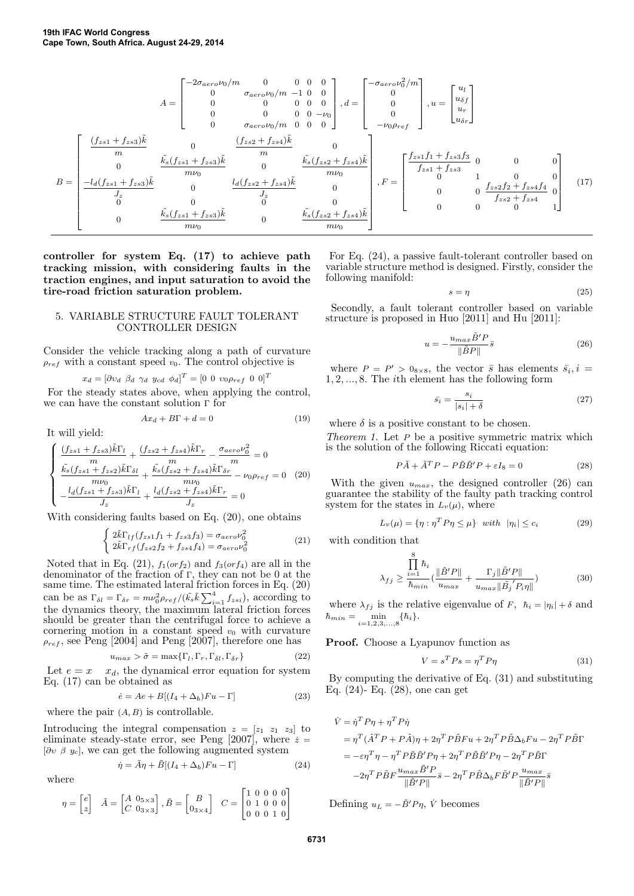$$A = \begin{bmatrix} -2\sigma_{aero}\nu_0/m & 0 & 0 & 0 & 0 \\ 0 & \sigma_{aero}\nu_0/m & -1 & 0 & 0 \\ 0 & 0 & 0 & 0 & 0 \\ 0 & 0 & 0 & 0 & -\nu_0 \\ 0 & \sigma_{aero}\nu_0/m & 0 & 0 & 0 \end{bmatrix}, d = \begin{bmatrix} -\sigma_{aero}\nu_0^2/m \\ 0 \\ 0 \\ 0 \\ -\nu_0\rho_{ref} \end{bmatrix}, u = \begin{bmatrix} u_l \\ u_{\delta f} \\ u_r \\ u_{\delta r} \end{bmatrix}$$

$$B = \begin{bmatrix} \frac{(f_{zs1}+f_{zs3})\tilde{k}}{m} & 0 & \frac{(f_{zs2}+f_{zs4})\tilde{k}}{m} & 0 \\ 0 & \frac{\tilde{k_s}(f_{zs1}+f_{zs3})\tilde{k}}{m\nu_0} & 0 & \frac{\tilde{k_s}(f_{zs2}+f_{zs4})\tilde{k}}{m\nu_0} \\ \frac{-l_d(f_{zs1}+f_{zs3})\tilde{k}}{J_z} & 0 & \frac{l_d(f_{zs2}+f_{zs4})\tilde{k}}{J_z} & 0 \\ 0 & 0 & 0 & 0 \\ 0 & \frac{\tilde{k_s}(f_{zs1}+f_{zs3})\tilde{k}}{m\nu_0} & 0 & \frac{\tilde{k_s}(f_{zs2}+f_{zs4})\tilde{k}}{m\nu_0} \end{bmatrix}, F = \begin{bmatrix} \frac{f_{zs1}f_1+f_{zs3}f_3}{f_{zs1}+f_{zs3}} & 0 & 0 & 0 \\ 0 & 1 & 0 & 0 \\ 0 & 0 & \frac{f_{zs2}f_2+f_{zs4}f_4}{f_{zs2}+f_{zs4}} & 0 \\ 0 & 0 & 0 & 1 \end{bmatrix} \quad (17)$$

**controller for system Eq. (17) to achieve path tracking mission, with considering faults in the traction engines, and input saturation to avoid the tire-road friction saturation problem.**

## 5. VARIABLE STRUCTURE FAULT TOLERANT CONTROLLER DESIGN

Consider the vehicle tracking along a path of curvature $\rho_{ref}$ with a constant speed $v_0$. The control objective is

$$x_d = [\partial v_d \ \ \beta_d \ \ \gamma_d \ \ y_{cd} \ \ \phi_d]^T = [0 \ \ 0 \ \ v_0\rho_{ref} \ \ 0 \ \ 0]^T$$

For the steady states above, when applying the control, we can have the constant solution $\Gamma$ for

$$Ax_d + B\Gamma + d = 0 \quad (19)$$

It will yield:

$$\begin{cases} \frac{(f_{zs1}+f_{zs3})\tilde{k}\Gamma_l}{m} + \frac{(f_{zs2}+f_{zs4})\tilde{k}\Gamma_r}{m} - \frac{\sigma_{aero}\nu_0^2}{m} = 0 \\ \frac{\tilde{k_s}(f_{zs1}+f_{zs2})\tilde{k}\Gamma_{\delta l}}{m\nu_0} + \frac{\tilde{k_s}(f_{zs2}+f_{zs4})\tilde{k}\Gamma_{\delta r}}{m\nu_0} - \nu_0\rho_{ref} = 0 \\ -\frac{l_d(f_{zs1}+f_{zs3})\tilde{k}\Gamma_l}{J_z} + \frac{l_d(f_{zs2}+f_{zs4})\tilde{k}\Gamma_r}{J_z} = 0 \end{cases} \quad (20)$$

With considering faults based on Eq. (20), one obtains

$$\begin{cases} 2\tilde{k}\Gamma_{lf}(f_{zs1}f_1 + f_{zs3}f_3) = \sigma_{aero}\nu_0^2 \\ 2\tilde{k}\Gamma_{rf}(f_{zs2}f_2 + f_{zs4}f_4) = \sigma_{aero}\nu_0^2 \end{cases} \quad (21)$$

Noted that in Eq. (21), $f_1 (or f_2)$ and $f_3 (or f_4)$ are all in the denominator of the fraction of $\Gamma$, they can not be 0 at the same time. The estimated lateral friction forces in Eq. (20) can be as $\Gamma_{\delta l} = \Gamma_{\delta r} = m\nu_0^2\rho_{ref}/(\tilde{k_s}\tilde{k}\sum_{i=1}^4 f_{zsi})$, according to the dynamics theory, the maximum lateral friction forces should be greater than the centrifugal force to achieve a cornering motion in a constant speed $v_0$ with curvature $\rho_{ref}$, see Peng [2004] and Peng [2007], therefore one has

$$u_{max} > \bar{\sigma} = \max\{\Gamma_l, \Gamma_r, \Gamma_{\delta l}, \Gamma_{\delta r}\} \quad (22)$$

Let $e = x \quad x_d$, the dynamical error equation for system Eq. (17) can be obtained as

$$\dot{e} = Ae + B[(I_4 + \Delta_b)Fu - \Gamma] \quad (23)$$

where the pair $(A, B)$ is controllable.

Introducing the integral compensation $z = [z_1 \ \ z_1 \ \ z_3]$ to eliminate steady-state error, see Peng [2007], where $\dot{z} = [\partial v \ \ \beta \ \ y_c]$, we can get the following augmented system

$$\dot{\eta} = \tilde{A}\eta + \tilde{B}[(I_4 + \Delta_b)Fu - \Gamma] \quad (24)$$

where

$$\eta = \begin{bmatrix} e \\ z \end{bmatrix} \quad \tilde{A} = \begin{bmatrix} A & 0_{5\times3} \\ C & 0_{3\times3} \end{bmatrix}, \tilde{B} = \begin{bmatrix} B \\ 0_{3\times4} \end{bmatrix} \quad C = \begin{bmatrix} 1 & 0 & 0 & 0 & 0 \\ 0 & 1 & 0 & 0 & 0 \\ 0 & 0 & 0 & 1 & 0 \end{bmatrix}$$

For Eq. (24), a passive fault-tolerant controller based on variable structure method is designed. Firstly, consider the following manifold:

$$s = \eta \quad (25)$$

Secondly, a fault tolerant controller based on variable structure is proposed in Huo [2011] and Hu [2011]:

$$u = -\frac{u_{max}\tilde{B}'P}{\|\tilde{B}P\|}\bar{s} \quad (26)$$

where $P = P' > 0_{8\times8}$, the vector $\bar{s}$ has elements $\bar{s_i}, i = 1, 2, ..., 8$. The $i$th element has the following form

$$\bar{s_i} = \frac{s_i}{|s_i| + \delta} \quad (27)$$

where $\delta$ is a positive constant to be chosen.

*Theorem 1.* Let $P$ be a positive symmetric matrix which is the solution of the following Riccati equation:

$$P\tilde{A} + \tilde{A}^T P - P\tilde{B}\tilde{B}'P + \varepsilon I_8 = 0 \quad (28)$$

With the given $u_{max}$, the designed controller (26) can guarantee the stability of the faulty path tracking control system for the states in $L_v(\mu)$, where

$$L_v(\mu) = \{\eta : \eta^T P\eta \le \mu\} \ \ with \ \ |\eta_i| \le c_i \quad (29)$$

with condition that

$$\lambda_{fj} \ge \frac{\prod_{i=1}^{8}\hbar_i}{\hbar_{min}}\left(\frac{\|\tilde{B}'P\|}{u_{max}} + \frac{\Gamma_j\|\tilde{B}'P\|}{u_{max}\|\tilde{B_j}'P_i\eta\|}\right) \quad (30)$$

where $\lambda_{fj}$ is the relative eigenvalue of $F$, $\hbar_i = |\eta_i| + \delta$ and $\hbar_{min} = \min_{i=1,2,3,...,8}\{\hbar_i\}$.

**Proof.** Choose a Lyapunov function as

$$V = s^T Ps = \eta^T P\eta \quad (31)$$

By computing the derivative of Eq. (31) and substituting Eq. (24)- Eq. (28), one can get

$$\begin{aligned}
\dot{V} &= \dot{\eta}^T P\eta + \eta^T P\dot{\eta} \\
&= \eta^T(\tilde{A}^T P + P\tilde{A})\eta + 2\eta^T P\tilde{B}Fu + 2\eta^T P\tilde{B}\Delta_b Fu - 2\eta^T P\tilde{B}\Gamma \\
&= -\varepsilon\eta^T\eta - \eta^T P\tilde{B}\tilde{B}'P\eta + 2\eta^T P\tilde{B}\tilde{B}'P\eta - 2\eta^T P\tilde{B}\Gamma \\
&\quad -2\eta^T P\tilde{B}F\frac{u_{max}\tilde{B}'P}{\|\tilde{B}'P\|}\bar{s} - 2\eta^T P\tilde{B}\Delta_b F\tilde{B}'P\frac{u_{max}}{\|\tilde{B}'P\|}\bar{s}
\end{aligned}$$

Defining $u_L = -\tilde{B}'P\eta$, $\dot{V}$ becomes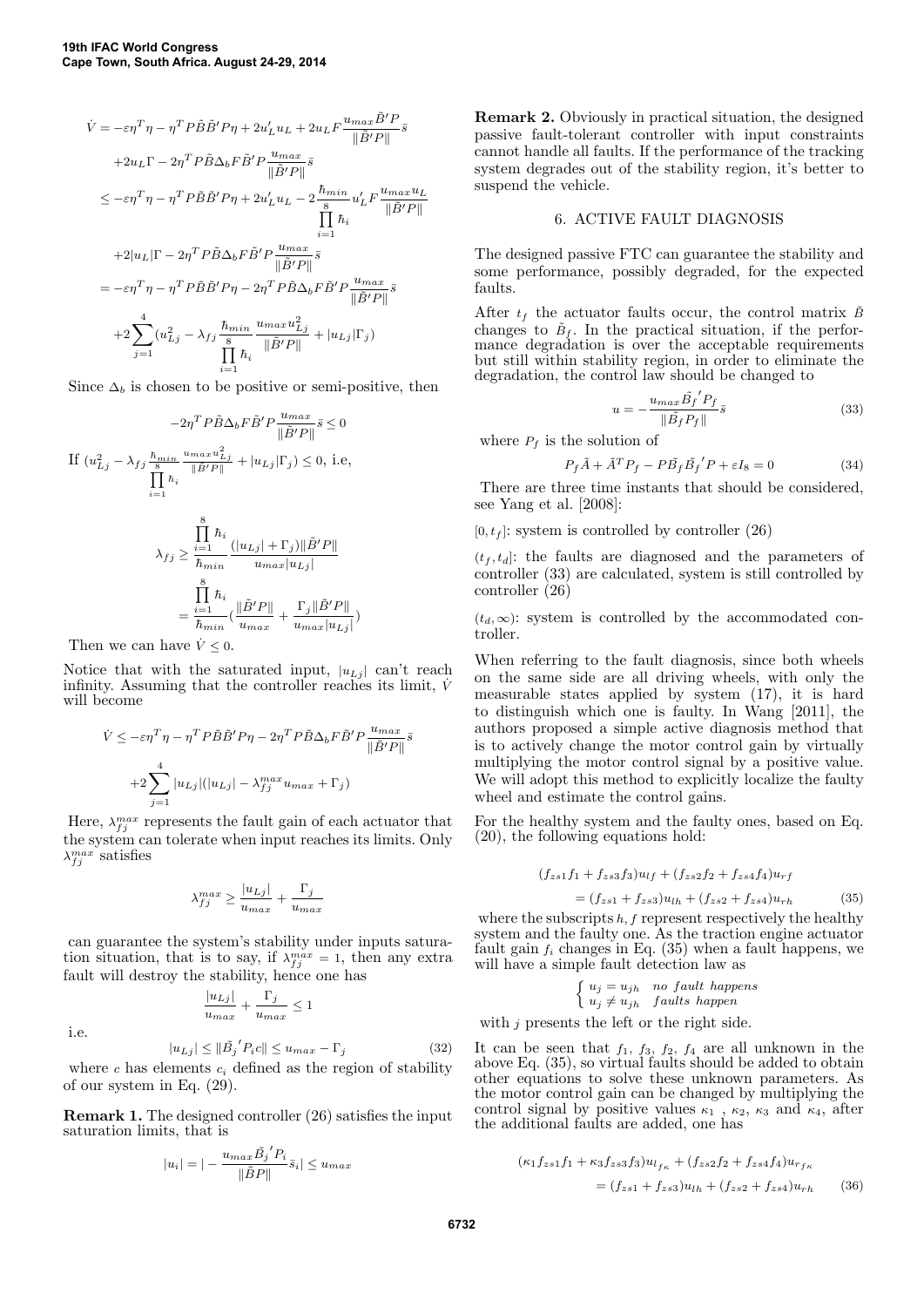$$
\begin{aligned}
\dot{V} &= -\varepsilon\eta^T\eta - \eta^T P\tilde{B}\tilde{B}'P\eta + 2u_L'u_L + 2u_L F\frac{u_{max}\tilde{B}'P}{\|\tilde{B}'P\|}\bar{s} \\
&\quad + 2u_L\Gamma - 2\eta^T P\tilde{B}\Delta_b F\tilde{B}'P\frac{u_{max}}{\|\tilde{B}'P\|}\bar{s} \\
&\leq -\varepsilon\eta^T\eta - \eta^T P\tilde{B}\tilde{B}'P\eta + 2u_L'u_L - 2\frac{\hbar_{min}}{\prod_{i=1}^{8}\hbar_i}u_L'F\frac{u_{max}u_L}{\|\tilde{B}'P\|} \\
&\quad + 2|u_L|\Gamma - 2\eta^T P\tilde{B}\Delta_b F\tilde{B}'P\frac{u_{max}}{\|\tilde{B}'P\|}\bar{s} \\
&= -\varepsilon\eta^T\eta - \eta^T P\tilde{B}\tilde{B}'P\eta - 2\eta^T P\tilde{B}\Delta_b F\tilde{B}'P\frac{u_{max}}{\|\tilde{B}'P\|}\bar{s} \\
&\quad + 2\sum_{j=1}^{4}(u_{Lj}^2 - \lambda_{fj}\frac{\hbar_{min}}{\prod_{i=1}^{8}\hbar_i}\frac{u_{max}u_{Lj}^2}{\|\tilde{B}'P\|} + |u_{Lj}|\Gamma_j)
\end{aligned}
$$

Since $\Delta_b$ is chosen to be positive or semi-positive, then

$$
-2\eta^T P\tilde{B}\Delta_b F\tilde{B}'P\frac{u_{max}}{\|\tilde{B}'P\|}\bar{s} \leq 0
$$

If $(u_{Lj}^2 - \lambda_{fj}\frac{\hbar_{min}}{\prod_{i=1}^{8}\hbar_i}\frac{u_{max}u_{Lj}^2}{\|\tilde{B}'P\|} + |u_{Lj}|\Gamma_j) \leq 0$, i.e,

$$
\begin{aligned}
\lambda_{fj} &\geq \frac{\prod_{i=1}^{8}\hbar_i}{\hbar_{min}}\frac{(|u_{Lj}| + \Gamma_j)\|\tilde{B}'P\|}{u_{max}|u_{Lj}|} \\
&= \frac{\prod_{i=1}^{8}\hbar_i}{\hbar_{min}}(\frac{\|\tilde{B}'P\|}{u_{max}} + \frac{\Gamma_j\|\tilde{B}'P\|}{u_{max}|u_{Lj}|})
\end{aligned}
$$

Then we can have $\dot{V} \leq 0$.

Notice that with the saturated input, $|u_{Lj}|$ can't reach infinity. Assuming that the controller reaches its limit, $\dot{V}$ will become

$$
\begin{aligned}
\dot{V} &\leq -\varepsilon\eta^T\eta - \eta^T P\tilde{B}\tilde{B}'P\eta - 2\eta^T P\tilde{B}\Delta_b F\tilde{B}'P\frac{u_{max}}{\|\tilde{B}'P\|}\bar{s} \\
&\quad + 2\sum_{j=1}^{4}|u_{Lj}|(|u_{Lj}| - \lambda_{fj}^{max}u_{max} + \Gamma_j)
\end{aligned}
$$

Here, $\lambda_{fj}^{max}$ represents the fault gain of each actuator that the system can tolerate when input reaches its limits. Only $\lambda_{fj}^{max}$ satisfies

$$
\lambda_{fj}^{max} \geq \frac{|u_{Lj}|}{u_{max}} + \frac{\Gamma_j}{u_{max}}
$$

can guarantee the system's stability under inputs saturation situation, that is to say, if $\lambda_{fj}^{max} = 1$, then any extra fault will destroy the stability, hence one has

$$
\frac{|u_{Lj}|}{u_{max}} + \frac{\Gamma_j}{u_{max}} \leq 1
$$

i.e.

$$
|u_{Lj}| \leq \|\tilde{B_j}'P_i c\| \leq u_{max} - \Gamma_j \tag{32}
$$

where $c$ has elements $c_i$ defined as the region of stability of our system in Eq. (29).

**Remark 1.** The designed controller (26) satisfies the input saturation limits, that is

$$
|u_i| = |-\frac{u_{max}\tilde{B_j}'P_i}{\|\tilde{B}P\|}\bar{s}_i| \leq u_{max}
$$

**Remark 2.** Obviously in practical situation, the designed passive fault-tolerant controller with input constraints cannot handle all faults. If the performance of the tracking system degrades out of the stability region, it's better to suspend the vehicle.

## 6. ACTIVE FAULT DIAGNOSIS

The designed passive FTC can guarantee the stability and some performance, possibly degraded, for the expected faults.

After $t_f$ the actuator faults occur, the control matrix $\tilde{B}$ changes to $\tilde{B}_f$. In the practical situation, if the performance degradation is over the acceptable requirements but still within stability region, in order to eliminate the degradation, the control law should be changed to

$$
u = -\frac{u_{max}\tilde{B_f}'P_f}{\|\tilde{B_f}P_f\|}\bar{s} \tag{33}
$$

where $P_f$ is the solution of

$$
P_f\tilde{A} + \tilde{A}^T P_f - P\tilde{B_f}\tilde{B_f}'P + \varepsilon I_8 = 0 \tag{34}
$$

There are three time instants that should be considered, see Yang et al. [2008]:

$[0, t_f]$: system is controlled by controller (26)

$(t_f, t_d]$: the faults are diagnosed and the parameters of controller (33) are calculated, system is still controlled by controller (26)

$(t_d, \infty)$: system is controlled by the accommodated controller.

When referring to the fault diagnosis, since both wheels on the same side are all driving wheels, with only the measurable states applied by system (17), it is hard to distinguish which one is faulty. In Wang [2011], the authors proposed a simple active diagnosis method that is to actively change the motor control gain by virtually multiplying the motor control signal by a positive value. We will adopt this method to explicitly localize the faulty wheel and estimate the control gains.

For the healthy system and the faulty ones, based on Eq. (20), the following equations hold:

$$
\begin{aligned}
&(f_{zs1}f_1 + f_{zs3}f_3)u_{lf} + (f_{zs2}f_2 + f_{zs4}f_4)u_{rf} \\
&\quad = (f_{zs1} + f_{zs3})u_{lh} + (f_{zs2} + f_{zs4})u_{rh}
\end{aligned} \tag{35}
$$

where the subscripts $h, f$ represent respectively the healthy system and the faulty one. As the traction engine actuator fault gain $f_i$ changes in Eq. (35) when a fault happens, we will have a simple fault detection law as

$$
\begin{cases} u_j = u_{jh} & no\ fault\ happens \\ u_j \neq u_{jh} & faults\ happen \end{cases}
$$

with $j$ presents the left or the right side.

It can be seen that $f_1$, $f_3$, $f_2$, $f_4$ are all unknown in the above Eq. (35), so virtual faults should be added to obtain other equations to solve these unknown parameters. As the motor control gain can be changed by multiplying the control signal by positive values $\kappa_1$ , $\kappa_2$, $\kappa_3$ and $\kappa_4$, after the additional faults are added, one has

$$
\begin{aligned}
&(\kappa_1 f_{zs1}f_1 + \kappa_3 f_{zs3}f_3)u_{l_{f_\kappa}} + (f_{zs2}f_2 + f_{zs4}f_4)u_{r_{f\kappa}} \\
&\quad = (f_{zs1} + f_{zs3})u_{lh} + (f_{zs2} + f_{zs4})u_{rh}
\end{aligned} \tag{36}
$$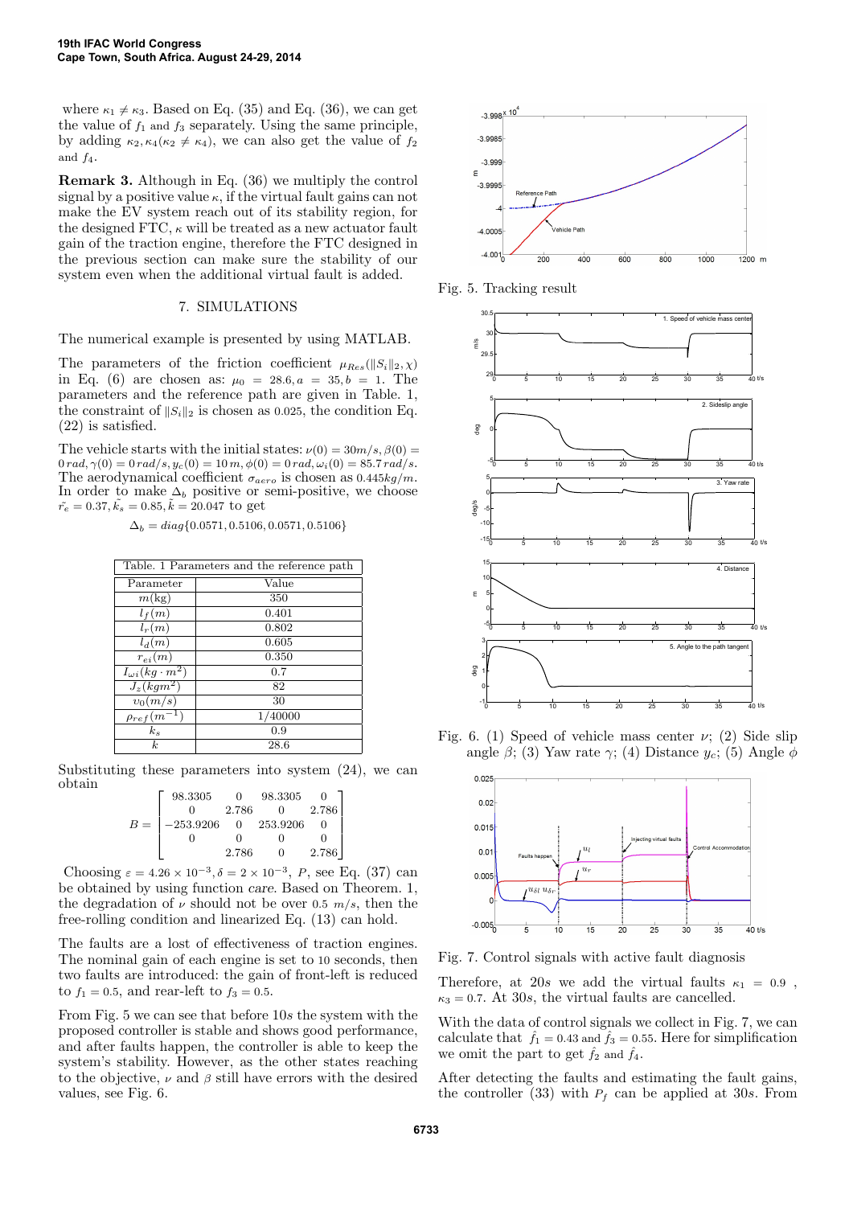where $\kappa_1 \neq \kappa_3$. Based on Eq. (35) and Eq. (36), we can get the value of $f_1$ and $f_3$ separately. Using the same principle, by adding $\kappa_2, \kappa_4 (\kappa_2 \neq \kappa_4)$, we can also get the value of $f_2$ and $f_4$.

**Remark 3.** Although in Eq. (36) we multiply the control signal by a positive value $\kappa$, if the virtual fault gains can not make the EV system reach out of its stability region, for the designed FTC, $\kappa$ will be treated as a new actuator fault gain of the traction engine, therefore the FTC designed in the previous section can make sure the stability of our system even when the additional virtual fault is added.

## 7. SIMULATIONS

The numerical example is presented by using MATLAB.

The parameters of the friction coefficient $\mu_{Res}(\|S_i\|_2, \chi)$ in Eq. (6) are chosen as: $\mu_0 = 28.6, a = 35, b = 1$. The parameters and the reference path are given in Table. 1, the constraint of $\|S_i\|_2$ is chosen as $0.025$, the condition Eq. (22) is satisfied.

The vehicle starts with the initial states: $\nu(0) = 30m/s, \beta(0) = 0\,rad, \gamma(0) = 0\,rad/s, y_c(0) = 10\,m, \phi(0) = 0\,rad, \omega_i(0) = 85.7\,rad/s$. The aerodynamical coefficient $\sigma_{aero}$ is chosen as $0.445kg/m$. In order to make $\Delta_b$ positive or semi-positive, we choose $\tilde{r_e} = 0.37, \tilde{k_s} = 0.85, \tilde{k} = 20.047$ to get

$$\Delta_b = diag\{0.0571, 0.5106, 0.0571, 0.5106\}$$

Table. 1 Parameters and the reference path

| Parameter | Value |
|---|---|
| $m$(kg) | 350 |
| $l_f(m)$ | 0.401 |
| $l_r(m)$ | 0.802 |
| $l_d(m)$ | 0.605 |
| $r_{ei}(m)$ | 0.350 |
| $I_{\omega i}(kg \cdot m^2)$ | 0.7 |
| $J_z(kgm^2)$ | 82 |
| $v_0(m/s)$ | 30 |
| $\rho_{ref}(m^{-1})$ | 1/40000 |
| $k_s$ | 0.9 |
| $k$ | 28.6 |

Substituting these parameters into system (24), we can obtain

$$B = \begin{bmatrix} 98.3305 & 0 & 98.3305 & 0 \\ 0 & 2.786 & 0 & 2.786 \\ -253.9206 & 0 & 253.9206 & 0 \\ 0 & 0 & 0 & 0 \\ 0 & 2.786 & 0 & 2.786 \end{bmatrix}$$

Choosing $\varepsilon = 4.26 \times 10^{-3}, \delta = 2 \times 10^{-3}$, $P$, see Eq. (37) can be obtained by using function *care*. Based on Theorem. 1, the degradation of $\nu$ should not be over $0.5\ m/s$, then the free-rolling condition and linearized Eq. (13) can hold.

The faults are a lost of effectiveness of traction engines. The nominal gain of each engine is set to $10$ seconds, then two faults are introduced: the gain of front-left is reduced to $f_1 = 0.5$, and rear-left to $f_3 = 0.5$.

From Fig. 5 we can see that before $10s$ the system with the proposed controller is stable and shows good performance, and after faults happen, the controller is able to keep the system's stability. However, as the other states reaching to the objective, $\nu$ and $\beta$ still have errors with the desired values, see Fig. 6.

Fig. 5. Tracking result

Fig. 6. (1) Speed of vehicle mass center $\nu$; (2) Side slip angle $\beta$; (3) Yaw rate $\gamma$; (4) Distance $y_c$; (5) Angle $\phi$

Fig. 7. Control signals with active fault diagnosis

Therefore, at $20s$ we add the virtual faults $\kappa_1 = 0.9$, $\kappa_3 = 0.7$. At $30s$, the virtual faults are cancelled.

With the data of control signals we collect in Fig. 7, we can calculate that $\hat{f}_1 = 0.43$ and $\hat{f}_3 = 0.55$. Here for simplification we omit the part to get $\hat{f}_2$ and $\hat{f}_4$.

After detecting the faults and estimating the fault gains, the controller (33) with $P_f$ can be applied at $30s$. From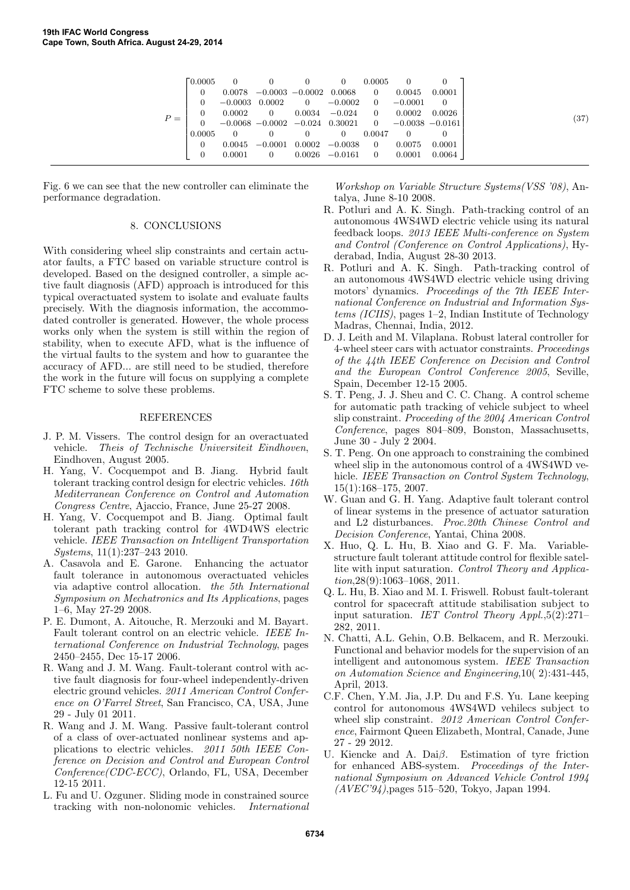$$
P = \begin{bmatrix}
0.0005 & 0 & 0 & 0 & 0 & 0.0005 & 0 & 0 \\
0 & 0.0078 & -0.0003 & -0.0002 & 0.0068 & 0 & 0.0045 & 0.0001 \\
0 & -0.0003 & 0.0002 & 0 & -0.0002 & 0 & -0.0001 & 0 \\
0 & 0.0002 & 0 & 0.0034 & -0.024 & 0 & 0.0002 & 0.0026 \\
0 & -0.0068 & -0.0002 & -0.024 & 0.30021 & 0 & -0.0038 & -0.0161 \\
0.0005 & 0 & 0 & 0 & 0 & 0.0047 & 0 & 0 \\
0 & 0.0045 & -0.0001 & 0.0002 & -0.0038 & 0 & 0.0075 & 0.0001 \\
0 & 0.0001 & 0 & 0.0026 & -0.0161 & 0 & 0.0001 & 0.0064
\end{bmatrix} \tag{37}
$$

Fig. 6 we can see that the new controller can eliminate the performance degradation.

## 8. CONCLUSIONS

With considering wheel slip constraints and certain actuator faults, a FTC based on variable structure control is developed. Based on the designed controller, a simple active fault diagnosis (AFD) approach is introduced for this typical overactuated system to isolate and evaluate faults precisely. With the diagnosis information, the accommodated controller is generated. However, the whole process works only when the system is still within the region of stability, when to execute AFD, what is the influence of the virtual faults to the system and how to guarantee the accuracy of AFD... are still need to be studied, therefore the work in the future will focus on supplying a complete FTC scheme to solve these problems.

## REFERENCES

J. P. M. Vissers. The control design for an overactuated vehicle. *Theis of Technische Universiteit Eindhoven*, Eindhoven, August 2005.

H. Yang, V. Cocquempot and B. Jiang. Hybrid fault tolerant tracking control design for electric vehicles. *16th Mediterranean Conference on Control and Automation Congress Centre*, Ajaccio, France, June 25-27 2008.

H. Yang, V. Cocquempot and B. Jiang. Optimal fault tolerant path tracking control for 4WD4WS electric vehicle. *IEEE Transaction on Intelligent Transportation Systems*, 11(1):237–243 2010.

A. Casavola and E. Garone. Enhancing the actuator fault tolerance in autonomous overactuated vehicles via adaptive control allocation. *the 5th International Symposium on Mechatronics and Its Applications*, pages 1–6, May 27-29 2008.

P. E. Dumont, A. Aitouche, R. Merzouki and M. Bayart. Fault tolerant control on an electric vehicle. *IEEE International Conference on Industrial Technology*, pages 2450–2455, Dec 15-17 2006.

R. Wang and J. M. Wang. Fault-tolerant control with active fault diagnosis for four-wheel independently-driven electric ground vehicles. *2011 American Control Conference on O'Farrel Street*, San Francisco, CA, USA, June 29 - July 01 2011.

R. Wang and J. M. Wang. Passive fault-tolerant control of a class of over-actuated nonlinear systems and applications to electric vehicles. *2011 50th IEEE Conference on Decision and Control and European Control Conference(CDC-ECC)*, Orlando, FL, USA, December 12-15 2011.

L. Fu and U. Ozguner. Sliding mode in constrained source tracking with non-nolonomic vehicles. *International Workshop on Variable Structure Systems(VSS '08)*, Antalya, June 8-10 2008.

R. Potluri and A. K. Singh. Path-tracking control of an autonomous 4WS4WD electric vehicle using its natural feedback loops. *2013 IEEE Multi-conference on System and Control (Conference on Control Applications)*, Hyderabad, India, August 28-30 2013.

R. Potluri and A. K. Singh. Path-tracking control of an autonomous 4WS4WD electric vehicle using driving motors' dynamics. *Proceedings of the 7th IEEE International Conference on Industrial and Information Systems (ICIIS)*, pages 1–2, Indian Institute of Technology Madras, Chennai, India, 2012.

D. J. Leith and M. Vilaplana. Robust lateral controller for 4-wheel steer cars with actuator constraints. *Proceedings of the 44th IEEE Conference on Decision and Control and the European Control Conference 2005*, Seville, Spain, December 12-15 2005.

S. T. Peng, J. J. Sheu and C. C. Chang. A control scheme for automatic path tracking of vehicle subject to wheel slip constraint. *Proceeding of the 2004 American Control Conference*, pages 804–809, Bonston, Massachusetts, June 30 - July 2 2004.

S. T. Peng. On one approach to constraining the combined wheel slip in the autonomous control of a 4WS4WD vehicle. *IEEE Transaction on Control System Technology*, 15(1):168–175, 2007.

W. Guan and G. H. Yang. Adaptive fault tolerant control of linear systems in the presence of actuator saturation and L2 disturbances. *Proc.20th Chinese Control and Decision Conference*, Yantai, China 2008.

X. Huo, Q. L. Hu, B. Xiao and G. F. Ma. Variable-structure fault tolerant attitude control for flexible satellite with input saturation. *Control Theory and Application*,28(9):1063–1068, 2011.

Q. L. Hu, B. Xiao and M. I. Friswell. Robust fault-tolerant control for spacecraft attitude stabilisation subject to input saturation. *IET Control Theory Appl.*,5(2):271–282, 2011.

N. Chatti, A.L. Gehin, O.B. Belkacem, and R. Merzouki. Functional and behavior models for the supervision of an intelligent and autonomous system. *IEEE Transaction on Automation Science and Engineering*,10( 2):431-445, April, 2013.

C.F. Chen, Y.M. Jia, J.P. Du and F.S. Yu. Lane keeping control for autonomous 4WS4WD vehilecs subject to wheel slip constraint. *2012 American Control Conference*, Fairmont Queen Elizabeth, Montral, Canade, June 27 - 29 2012.

U. Kiencke and A. Dai$\beta$. Estimation of tyre friction for enhanced ABS-system. *Proceedings of the International Symposium on Advanced Vehicle Control 1994 (AVEC'94)*,pages 515–520, Tokyo, Japan 1994.